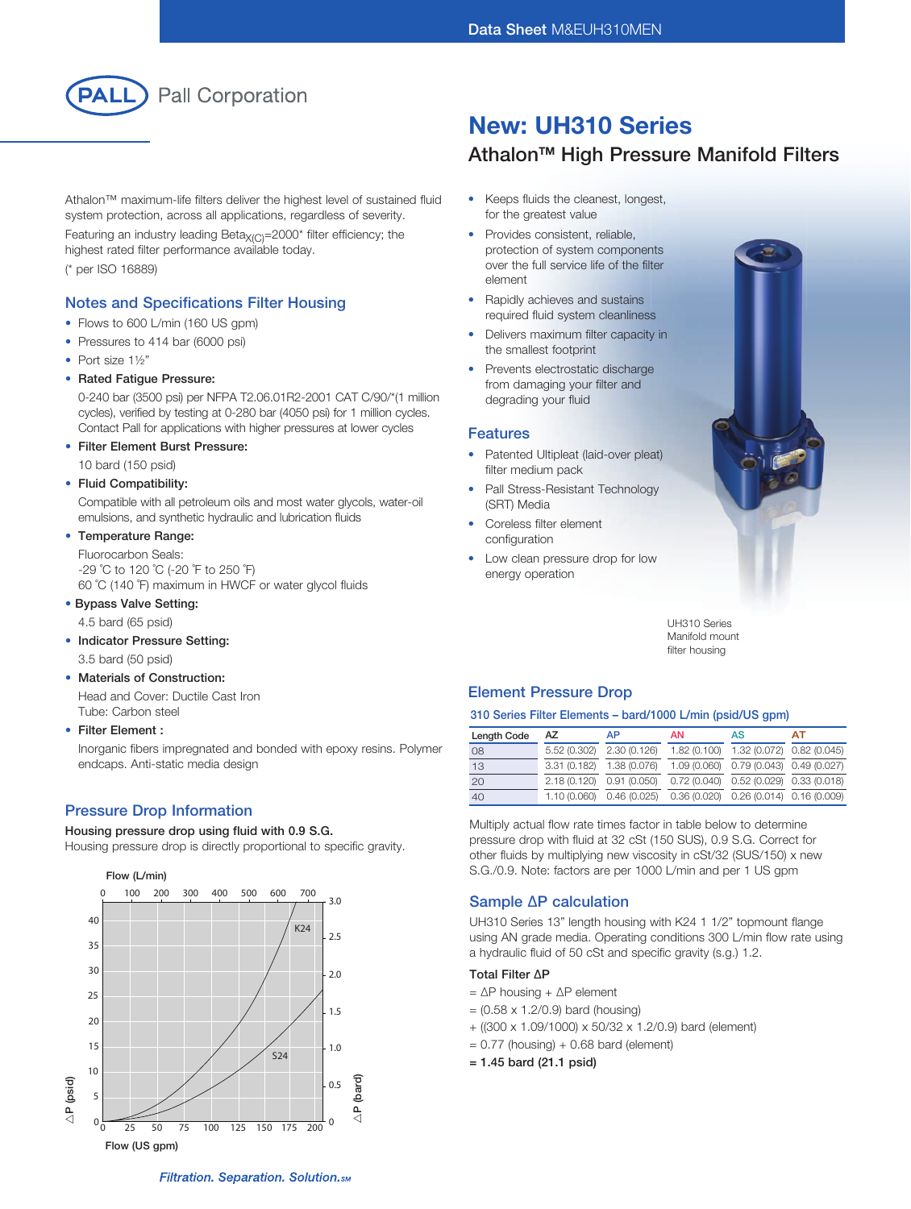Pall Corporation

# New: UH310 Series

## Athalon™ High Pressure Manifold Filters

Athalon™ maximum-life filters deliver the highest level of sustained fluid system protection, across all applications, regardless of severity.

Featuring an industry leading $Beta_{X(C)}$=2000* filter efficiency; the highest rated filter performance available today.

(* per ISO 16889)

- Keeps fluids the cleanest, longest, for the greatest value
- Provides consistent, reliable, protection of system components over the full service life of the filter element
- Rapidly achieves and sustains required fluid system cleanliness
- Delivers maximum filter capacity in the smallest footprint
- Prevents electrostatic discharge from damaging your filter and degrading your fluid

### Features

- Patented Ultipleat (laid-over pleat) filter medium pack
- Pall Stress-Resistant Technology (SRT) Media
- Coreless filter element configuration
- Low clean pressure drop for low energy operation

UH310 Series Manifold mount filter housing

### Notes and Specifications Filter Housing

- Flows to 600 L/min (160 US gpm)
- Pressures to 414 bar (6000 psi)
- Port size 1½"
- **Rated Fatigue Pressure:**

  0-240 bar (3500 psi) per NFPA T2.06.01R2-2001 CAT C/90/*(1 million cycles), verified by testing at 0-280 bar (4050 psi) for 1 million cycles. Contact Pall for applications with higher pressures at lower cycles
- **Filter Element Burst Pressure:**

  10 bard (150 psid)
- **Fluid Compatibility:**

  Compatible with all petroleum oils and most water glycols, water-oil emulsions, and synthetic hydraulic and lubrication fluids
- **Temperature Range:**

  Fluorocarbon Seals:
  -29 °C to 120 °C (-20 °F to 250 °F)
  60 °C (140 °F) maximum in HWCF or water glycol fluids
- **Bypass Valve Setting:**

  4.5 bard (65 psid)
- **Indicator Pressure Setting:**

  3.5 bard (50 psid)
- **Materials of Construction:**

  Head and Cover: Ductile Cast Iron
  Tube: Carbon steel
- **Filter Element :**

  Inorganic fibers impregnated and bonded with epoxy resins. Polymer endcaps. Anti-static media design

### Pressure Drop Information

**Housing pressure drop using fluid with 0.9 S.G.**

Housing pressure drop is directly proportional to specific gravity.

[Chart: Flow (L/min) 0–700 top axis; Flow (US gpm) 0–200 bottom axis; ΔP (psid) 0–40 left axis; ΔP (bard) 0–3.0 right axis; curves K24 and S24]

### Element Pressure Drop

**310 Series Filter Elements – bard/1000 L/min (psid/US gpm)**

| Length Code | AZ | AP | AN | AS | AT |
|---|---|---|---|---|---|
| 08 | 5.52 (0.302) | 2.30 (0.126) | 1.82 (0.100) | 1.32 (0.072) | 0.82 (0.045) |
| 13 | 3.31 (0.182) | 1.38 (0.076) | 1.09 (0.060) | 0.79 (0.043) | 0.49 (0.027) |
| 20 | 2.18 (0.120) | 0.91 (0.050) | 0.72 (0.040) | 0.52 (0.029) | 0.33 (0.018) |
| 40 | 1.10 (0.060) | 0.46 (0.025) | 0.36 (0.020) | 0.26 (0.014) | 0.16 (0.009) |

Multiply actual flow rate times factor in table below to determine pressure drop with fluid at 32 cSt (150 SUS), 0.9 S.G. Correct for other fluids by multiplying new viscosity in cSt/32 (SUS/150) x new S.G./0.9. Note: factors are per 1000 L/min and per 1 US gpm

### Sample ΔP calculation

UH310 Series 13" length housing with K24 1 1/2" topmount flange using AN grade media. Operating conditions 300 L/min flow rate using a hydraulic fluid of 50 cSt and specific gravity (s.g.) 1.2.

**Total Filter ΔP**

= ΔP housing + ΔP element

= (0.58 x 1.2/0.9) bard (housing)

+ ((300 x 1.09/1000) x 50/32 x 1.2/0.9) bard (element)

= 0.77 (housing) + 0.68 bard (element)

**= 1.45 bard (21.1 psid)**

*Filtration. Separation. Solution.SM*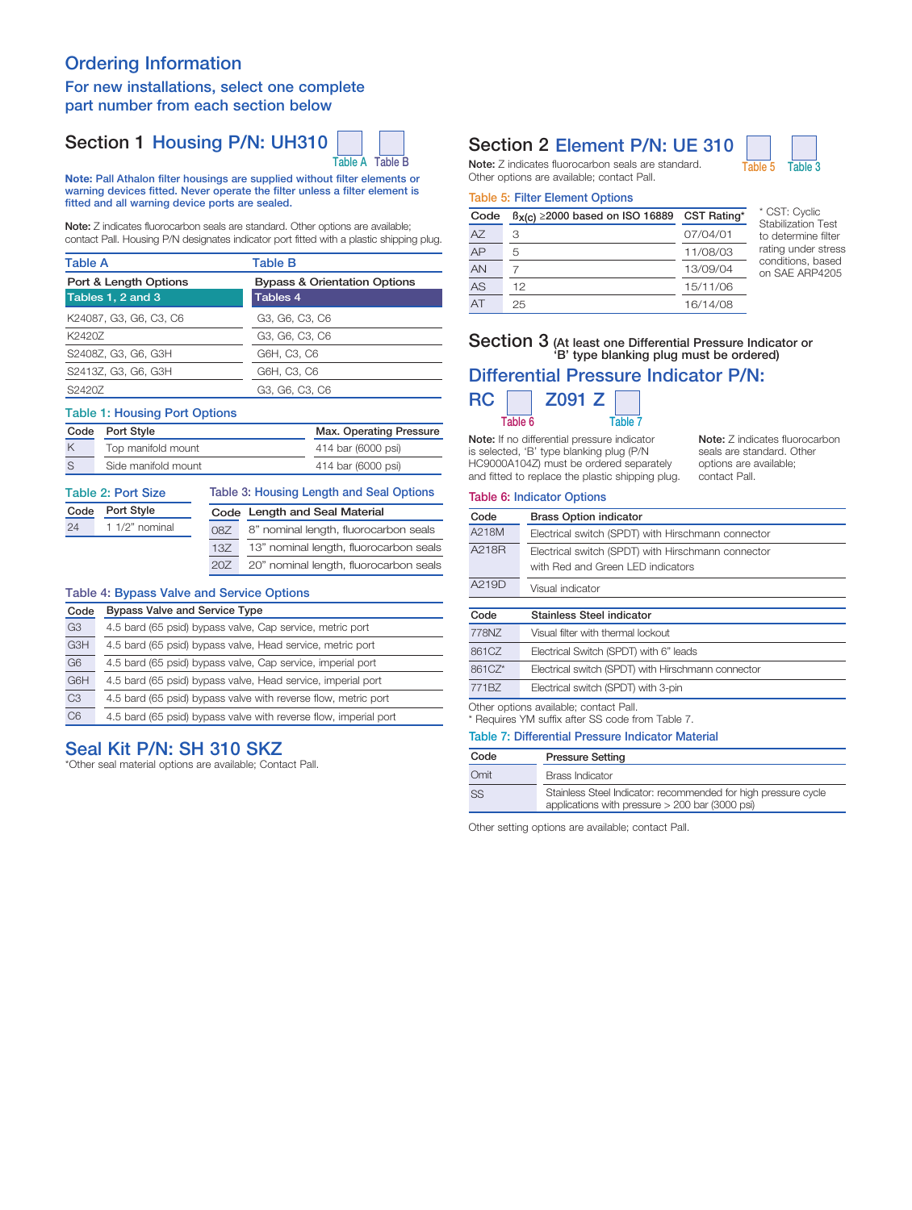# Ordering Information

## For new installations, select one complete part number from each section below

## Section 1 Housing P/N: UH310 [ ] [ ]

Table A Table B

**Note: Pall Athalon filter housings are supplied without filter elements or warning devices fitted. Never operate the filter unless a filter element is fitted and all warning device ports are sealed.**

**Note:** Z indicates fluorocarbon seals are standard. Other options are available; contact Pall. Housing P/N designates indicator port fitted with a plastic shipping plug.

| Table A | Table B |
|---|---|
| Port & Length Options | Bypass & Orientation Options |
| Tables 1, 2 and 3 | Tables 4 |
| K24087, G3, G6, C3, C6 | G3, G6, C3, C6 |
| K2420Z | G3, G6, C3, C6 |
| S2408Z, G3, G6, G3H | G6H, C3, C6 |
| S2413Z, G3, G6, G3H | G6H, C3, C6 |
| S2420Z | G3, G6, C3, C6 |

### Table 1: Housing Port Options

| Code | Port Style | Max. Operating Pressure |
|---|---|---|
| K | Top manifold mount | 414 bar (6000 psi) |
| S | Side manifold mount | 414 bar (6000 psi) |

### Table 2: Port Size

| Code | Port Style |
|---|---|
| 24 | 1 1/2" nominal |

### Table 3: Housing Length and Seal Options

| Code | Length and Seal Material |
|---|---|
| 08Z | 8" nominal length, fluorocarbon seals |
| 13Z | 13" nominal length, fluorocarbon seals |
| 20Z | 20" nominal length, fluorocarbon seals |

### Table 4: Bypass Valve and Service Options

| Code | Bypass Valve and Service Type |
|---|---|
| G3 | 4.5 bard (65 psid) bypass valve, Cap service, metric port |
| G3H | 4.5 bard (65 psid) bypass valve, Head service, metric port |
| G6 | 4.5 bard (65 psid) bypass valve, Cap service, imperial port |
| G6H | 4.5 bard (65 psid) bypass valve, Head service, imperial port |
| C3 | 4.5 bard (65 psid) bypass valve with reverse flow, metric port |
| C6 | 4.5 bard (65 psid) bypass valve with reverse flow, imperial port |

## Seal Kit P/N: SH 310 SKZ

*Other seal material options are available; Contact Pall.

## Section 2 Element P/N: UE 310 [ ] [ ]

Table 5 Table 3

**Note:** Z indicates fluorocarbon seals are standard. Other options are available; contact Pall.

### Table 5: Filter Element Options

| Code | $\beta_{x(c)} \geq 2000$ based on ISO 16889 | CST Rating* |
|---|---|---|
| AZ | 3 | 07/04/01 |
| AP | 5 | 11/08/03 |
| AN | 7 | 13/09/04 |
| AS | 12 | 15/11/06 |
| AT | 25 | 16/14/08 |

* CST: Cyclic Stabilization Test to determine filter rating under stress conditions, based on SAE ARP4205

## Section 3 (At least one Differential Pressure Indicator or 'B' type blanking plug must be ordered)

## Differential Pressure Indicator P/N:

## RC [ ] Z091 Z [ ]

Table 6 Table 7

**Note:** If no differential pressure indicator is selected, 'B' type blanking plug (P/N HC9000A104Z) must be ordered separately and fitted to replace the plastic shipping plug.

**Note:** Z indicates fluorocarbon seals are standard. Other options are available; contact Pall.

### Table 6: Indicator Options

| Code | Brass Option indicator |
|---|---|
| A218M | Electrical switch (SPDT) with Hirschmann connector |
| A218R | Electrical switch (SPDT) with Hirschmann connector with Red and Green LED indicators |
| A219D | Visual indicator |

| Code | Stainless Steel indicator |
|---|---|
| 778NZ | Visual filter with thermal lockout |
| 861CZ | Electrical Switch (SPDT) with 6" leads |
| 861CZ* | Electrical switch (SPDT) with Hirschmann connector |
| 771BZ | Electrical switch (SPDT) with 3-pin |

Other options available; contact Pall.
* Requires YM suffix after SS code from Table 7.

### Table 7: Differential Pressure Indicator Material

| Code | Pressure Setting |
|---|---|
| Omit | Brass Indicator |
| SS | Stainless Steel Indicator: recommended for high pressure cycle applications with pressure > 200 bar (3000 psi) |

Other setting options are available; contact Pall.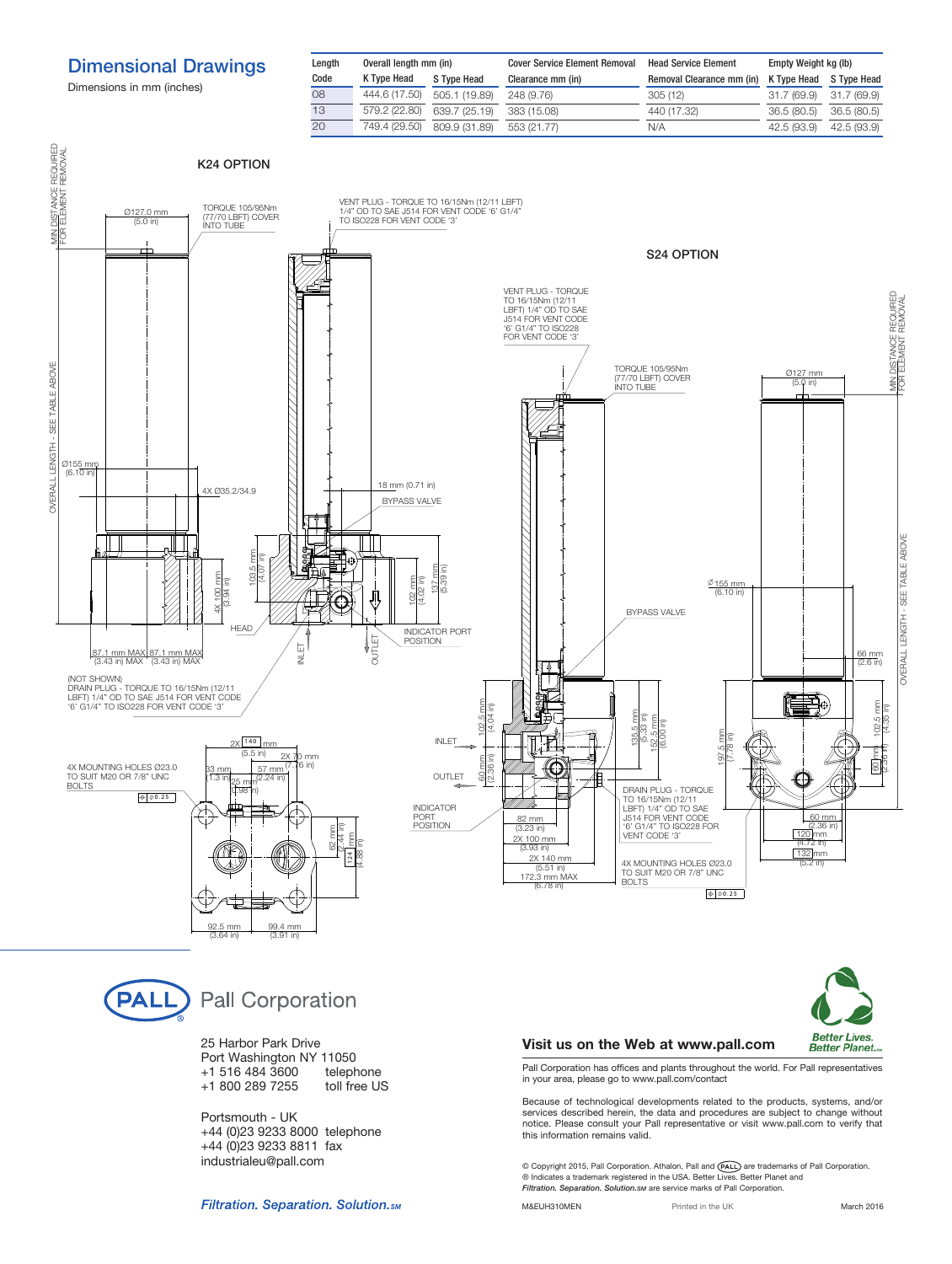## Dimensional Drawings

Dimensions in mm (inches)

| Length Code | Overall length mm (in) K Type Head | Overall length mm (in) S Type Head | Cover Service Element Removal Clearance mm (in) | Head Service Element Removal Clearance mm (in) | Empty Weight kg (lb) K Type Head | Empty Weight kg (lb) S Type Head |
|---|---|---|---|---|---|---|
| 08 | 444.6 (17.50) | 505.1 (19.89) | 248 (9.76) | 305 (12) | 31.7 (69.9) | 31.7 (69.9) |
| 13 | 579.2 (22.80) | 639.7 (25.19) | 383 (15.08) | 440 (17.32) | 36.5 (80.5) | 36.5 (80.5) |
| 20 | 749.4 (29.50) | 809.9 (31.89) | 553 (21.77) | N/A | 42.5 (93.9) | 42.5 (93.9) |

### K24 OPTION

MIN DISTANCE REQUIRED FOR ELEMENT REMOVAL

OVERALL LENGTH - SEE TABLE ABOVE

Ø127.0 mm (5.0 in)

TORQUE 105/95Nm (77/70 LBFT) COVER INTO TUBE

VENT PLUG - TORQUE TO 16/15Nm (12/11 LBFT) 1/4" OD TO SAE J514 FOR VENT CODE '6' G1/4" TO ISO228 FOR VENT CODE '3'

Ø155 mm (6.10 in)

4X Ø35.2/34.9

18 mm (0.71 in)

BYPASS VALVE

4X 100 mm (3.94 in)

103.5 mm (4.07 in)

102 mm (4.02 in)

137 mm (5.39 in)

HEAD

INLET

OUTLET

INDICATOR PORT POSITION

87.1 mm MAX (3.43 in) MAX

87.1 mm MAX (3.43 in) MAX

(NOT SHOWN) DRAIN PLUG - TORQUE TO 16/15Nm (12/11 LBFT) 1/4" OD TO SAE J514 FOR VENT CODE '6' G1/4" TO ISO228 FOR VENT CODE '3'

4X MOUNTING HOLES Ø23.0 TO SUIT M20 OR 7/8" UNC BOLTS

⌖ Ø0.25

2X 140 mm (5.5 in)

2X 70 mm (2.76 in)

33 mm (1.3 in)

57 mm (2.24 in)

25 mm (0.98 in)

62 mm (2.44 in)

124 mm (4.88 in)

92.5 mm (3.64 in)

99.4 mm (3.91 in)

### S24 OPTION

VENT PLUG - TORQUE TO 16/15Nm (12/11 LBFT) 1/4" OD TO SAE J514 FOR VENT CODE '6' G1/4" TO ISO228 FOR VENT CODE '3'

TORQUE 105/95Nm (77/70 LBFT) COVER INTO TUBE

Ø127 mm (5.0 in)

MIN DISTANCE REQUIRED FOR ELEMENT REMOVAL

OVERALL LENGTH - SEE TABLE ABOVE

Ø155 mm (6.10 in)

BYPASS VALVE

66 mm (2.6 in)

102.5 mm (4.04 in)

60 mm (2.36 in)

INLET

OUTLET

INDICATOR PORT POSITION

135.5 mm (5.33 in)

152.5 mm (6.00 in)

197.5 mm (7.78 in)

102.5 mm (4.35 in)

60 mm (2.36 in)

82 mm (3.23 in)

2X 100 mm (3.93 in)

2X 140 mm (5.51 in)

172.3 mm MAX (6.78 in)

DRAIN PLUG - TORQUE TO 16/15Nm (12/11 LBFT) 1/4" OD TO SAE J514 FOR VENT CODE '6' G1/4" TO ISO228 FOR VENT CODE '3'

60 mm (2.36 in)

120 mm (4.72 in)

132 mm (5.2 in)

4X MOUNTING HOLES Ø23.0 TO SUIT M20 OR 7/8" UNC BOLTS

⌖ Ø0.25

---

**Pall Corporation**

25 Harbor Park Drive
Port Washington NY 11050
+1 516 484 3600 telephone
+1 800 289 7255 toll free US

Portsmouth - UK
+44 (0)23 9233 8000 telephone
+44 (0)23 9233 8811 fax
industrialeu@pall.com

*Filtration. Separation. Solution.SM*

**Visit us on the Web at www.pall.com**

*Better Lives. Better Planet.SM*

Pall Corporation has offices and plants throughout the world. For Pall representatives in your area, please go to www.pall.com/contact

Because of technological developments related to the products, systems, and/or services described herein, the data and procedures are subject to change without notice. Please consult your Pall representative or visit www.pall.com to verify that this information remains valid.

© Copyright 2015, Pall Corporation. Athalon, Pall and (PALL) are trademarks of Pall Corporation. ® Indicates a trademark registered in the USA. Better Lives. Better Planet and *Filtration. Separation. Solution.SM* are service marks of Pall Corporation.

M&EUH310MEN Printed in the UK March 2016